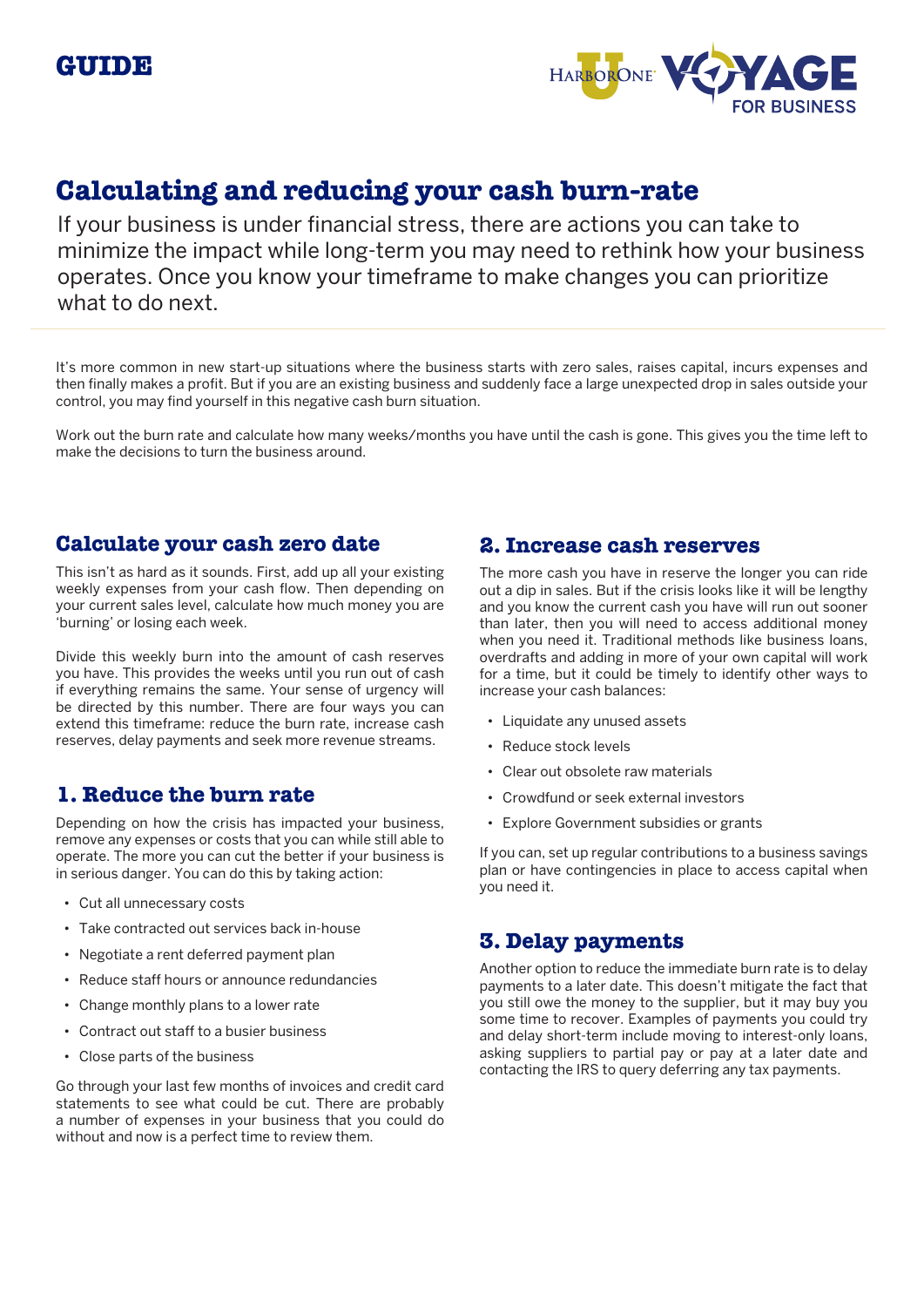GUIDE

# Calculating and reducing your cash burn-rate

If your business is under financial stress, there are actions you can take to minimize the impact while long-term you may need to rethink how your business operates. Once you know your timeframe to make changes you can prioritize what to do next.

It's more common in new start-up situations where the business starts with zero sales, raises capital, incurs expenses and then finally makes a profit. But if you are an existing business and suddenly face a large unexpected drop in sales outside your control, you may find yourself in this negative cash burn situation.

Work out the burn rate and calculate how many weeks/months you have until the cash is gone. This gives you the time left to make the decisions to turn the business around.

## Calculate your cash zero date

This isn't as hard as it sounds. First, add up all your existing weekly expenses from your cash flow. Then depending on your current sales level, calculate how much money you are 'burning' or losing each week.

Divide this weekly burn into the amount of cash reserves you have. This provides the weeks until you run out of cash if everything remains the same. Your sense of urgency will be directed by this number. There are four ways you can extend this timeframe: reduce the burn rate, increase cash reserves, delay payments and seek more revenue streams.

## 1. Reduce the burn rate

Depending on how the crisis has impacted your business, remove any expenses or costs that you can while still able to operate. The more you can cut the better if your business is in serious danger. You can do this by taking action:

- Cut all unnecessary costs
- Take contracted out services back in-house
- Negotiate a rent deferred payment plan
- Reduce staff hours or announce redundancies
- Change monthly plans to a lower rate
- Contract out staff to a busier business
- Close parts of the business

Go through your last few months of invoices and credit card statements to see what could be cut. There are probably a number of expenses in your business that you could do without and now is a perfect time to review them.

## 2. Increase cash reserves

The more cash you have in reserve the longer you can ride out a dip in sales. But if the crisis looks like it will be lengthy and you know the current cash you have will run out sooner than later, then you will need to access additional money when you need it. Traditional methods like business loans, overdrafts and adding in more of your own capital will work for a time, but it could be timely to identify other ways to increase your cash balances:

- Liquidate any unused assets
- Reduce stock levels
- Clear out obsolete raw materials
- Crowdfund or seek external investors
- Explore Government subsidies or grants

If you can, set up regular contributions to a business savings plan or have contingencies in place to access capital when you need it.

## 3. Delay payments

Another option to reduce the immediate burn rate is to delay payments to a later date. This doesn't mitigate the fact that you still owe the money to the supplier, but it may buy you some time to recover. Examples of payments you could try and delay short-term include moving to interest-only loans, asking suppliers to partial pay or pay at a later date and contacting the IRS to query deferring any tax payments.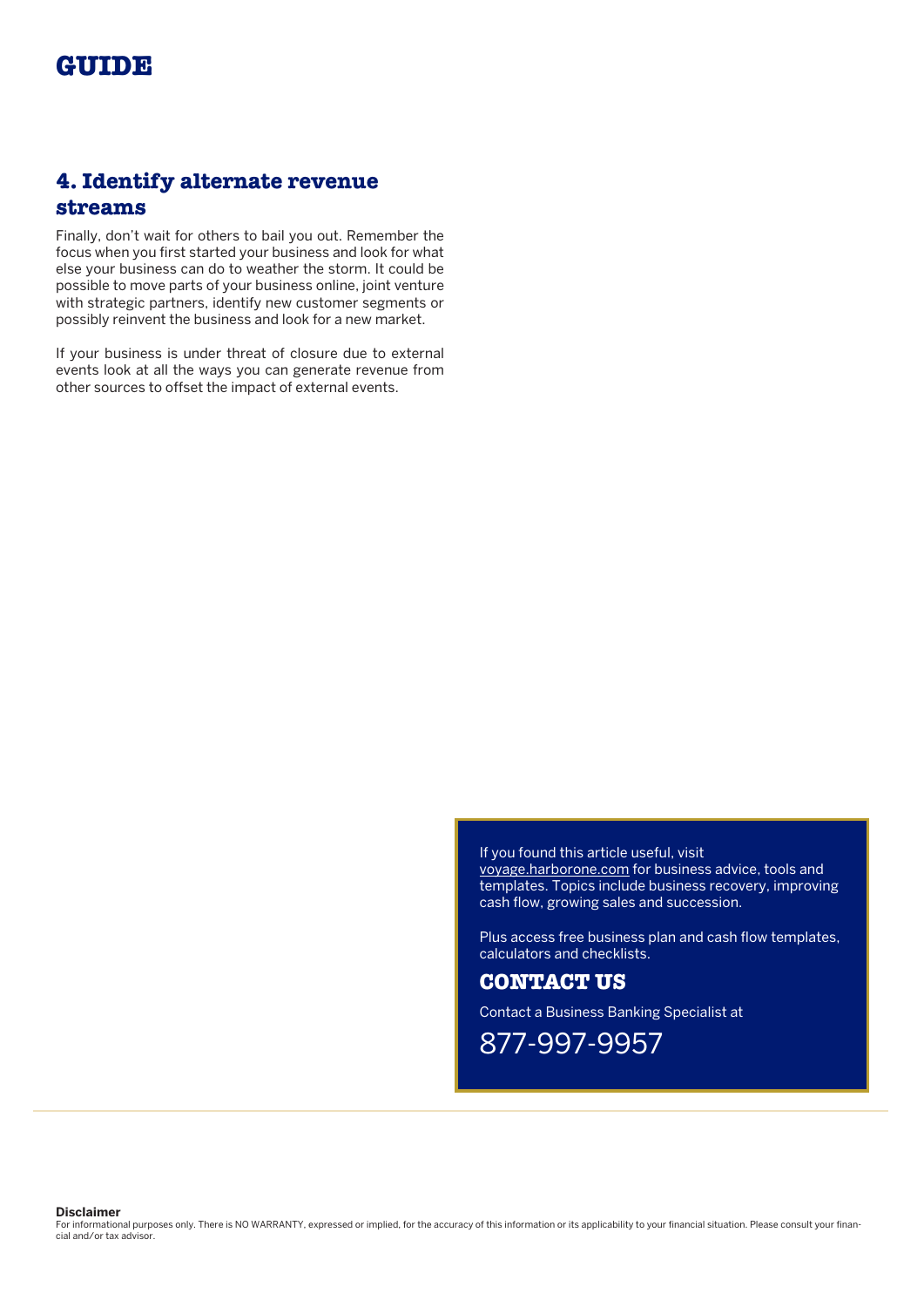## 4. Identify alternate revenue streams

Finally, don't wait for others to bail you out. Remember the focus when you first started your business and look for what else your business can do to weather the storm. It could be possible to move parts of your business online, joint venture with strategic partners, identify new customer segments or possibly reinvent the business and look for a new market.

If your business is under threat of closure due to external events look at all the ways you can generate revenue from other sources to offset the impact of external events.

If you found this article useful, visit voyage.harborone.com for business advice, tools and templates. Topics include business recovery, improving cash flow, growing sales and succession.

Plus access free business plan and cash flow templates, calculators and checklists.

## CONTACT US

Contact a Business Banking Specialist at

877-997-9957

**Disclaimer**
For informational purposes only. There is NO WARRANTY, expressed or implied, for the accuracy of this information or its applicability to your financial situation. Please consult your financial and/or tax advisor.